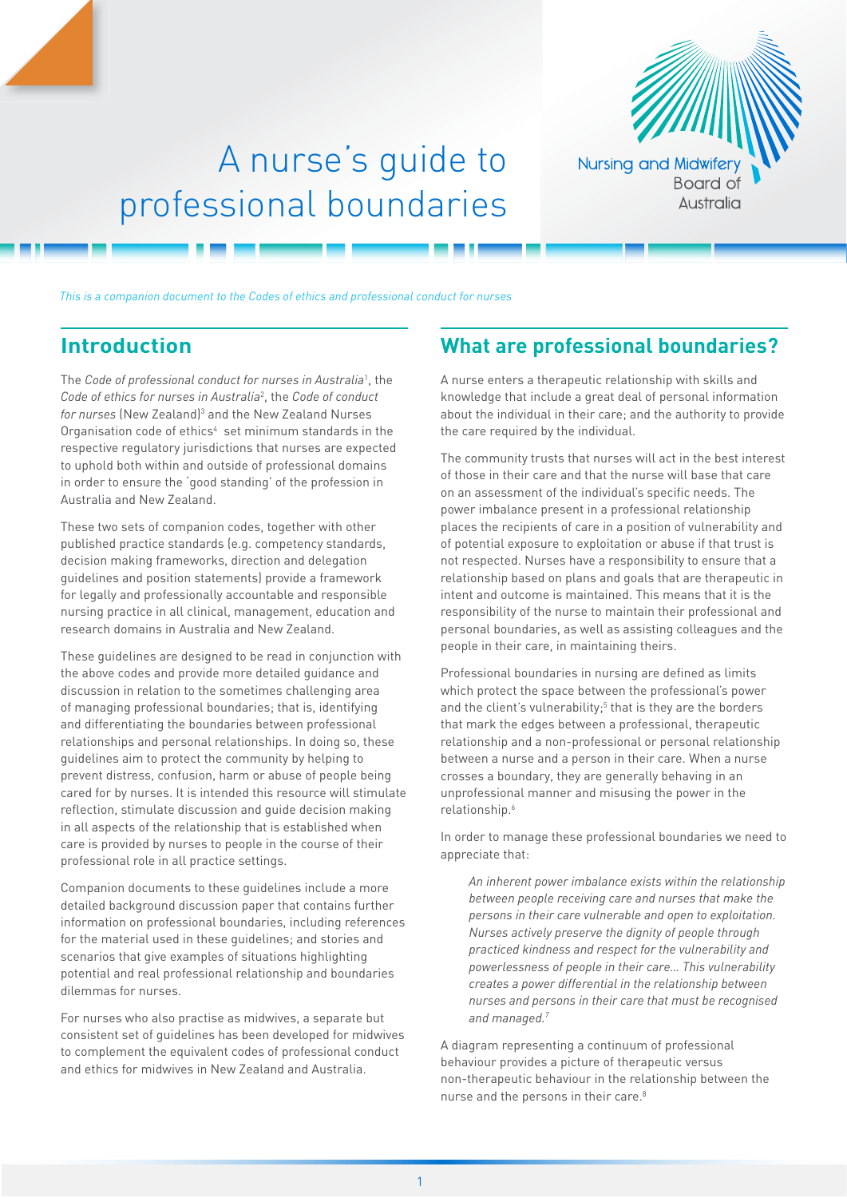# A nurse's guide to professional boundaries

Nursing and Midwifery Board of Australia

*This is a companion document to the Codes of ethics and professional conduct for nurses*

## Introduction

The *Code of professional conduct for nurses in Australia*[1], the *Code of ethics for nurses in Australia*[2], the *Code of conduct for nurses* (New Zealand)[3] and the New Zealand Nurses Organisation code of ethics[4] set minimum standards in the respective regulatory jurisdictions that nurses are expected to uphold both within and outside of professional domains in order to ensure the 'good standing' of the profession in Australia and New Zealand.

These two sets of companion codes, together with other published practice standards (e.g. competency standards, decision making frameworks, direction and delegation guidelines and position statements) provide a framework for legally and professionally accountable and responsible nursing practice in all clinical, management, education and research domains in Australia and New Zealand.

These guidelines are designed to be read in conjunction with the above codes and provide more detailed guidance and discussion in relation to the sometimes challenging area of managing professional boundaries; that is, identifying and differentiating the boundaries between professional relationships and personal relationships. In doing so, these guidelines aim to protect the community by helping to prevent distress, confusion, harm or abuse of people being cared for by nurses. It is intended this resource will stimulate reflection, stimulate discussion and guide decision making in all aspects of the relationship that is established when care is provided by nurses to people in the course of their professional role in all practice settings.

Companion documents to these guidelines include a more detailed background discussion paper that contains further information on professional boundaries, including references for the material used in these guidelines; and stories and scenarios that give examples of situations highlighting potential and real professional relationship and boundaries dilemmas for nurses.

For nurses who also practise as midwives, a separate but consistent set of guidelines has been developed for midwives to complement the equivalent codes of professional conduct and ethics for midwives in New Zealand and Australia.

## What are professional boundaries?

A nurse enters a therapeutic relationship with skills and knowledge that include a great deal of personal information about the individual in their care; and the authority to provide the care required by the individual.

The community trusts that nurses will act in the best interest of those in their care and that the nurse will base that care on an assessment of the individual's specific needs. The power imbalance present in a professional relationship places the recipients of care in a position of vulnerability and of potential exposure to exploitation or abuse if that trust is not respected. Nurses have a responsibility to ensure that a relationship based on plans and goals that are therapeutic in intent and outcome is maintained. This means that it is the responsibility of the nurse to maintain their professional and personal boundaries, as well as assisting colleagues and the people in their care, in maintaining theirs.

Professional boundaries in nursing are defined as limits which protect the space between the professional's power and the client's vulnerability;[5] that is they are the borders that mark the edges between a professional, therapeutic relationship and a non-professional or personal relationship between a nurse and a person in their care. When a nurse crosses a boundary, they are generally behaving in an unprofessional manner and misusing the power in the relationship.[6]

In order to manage these professional boundaries we need to appreciate that:

> *An inherent power imbalance exists within the relationship between people receiving care and nurses that make the persons in their care vulnerable and open to exploitation. Nurses actively preserve the dignity of people through practiced kindness and respect for the vulnerability and powerlessness of people in their care... This vulnerability creates a power differential in the relationship between nurses and persons in their care that must be recognised and managed.*[7]

A diagram representing a continuum of professional behaviour provides a picture of therapeutic versus non-therapeutic behaviour in the relationship between the nurse and the persons in their care.[8]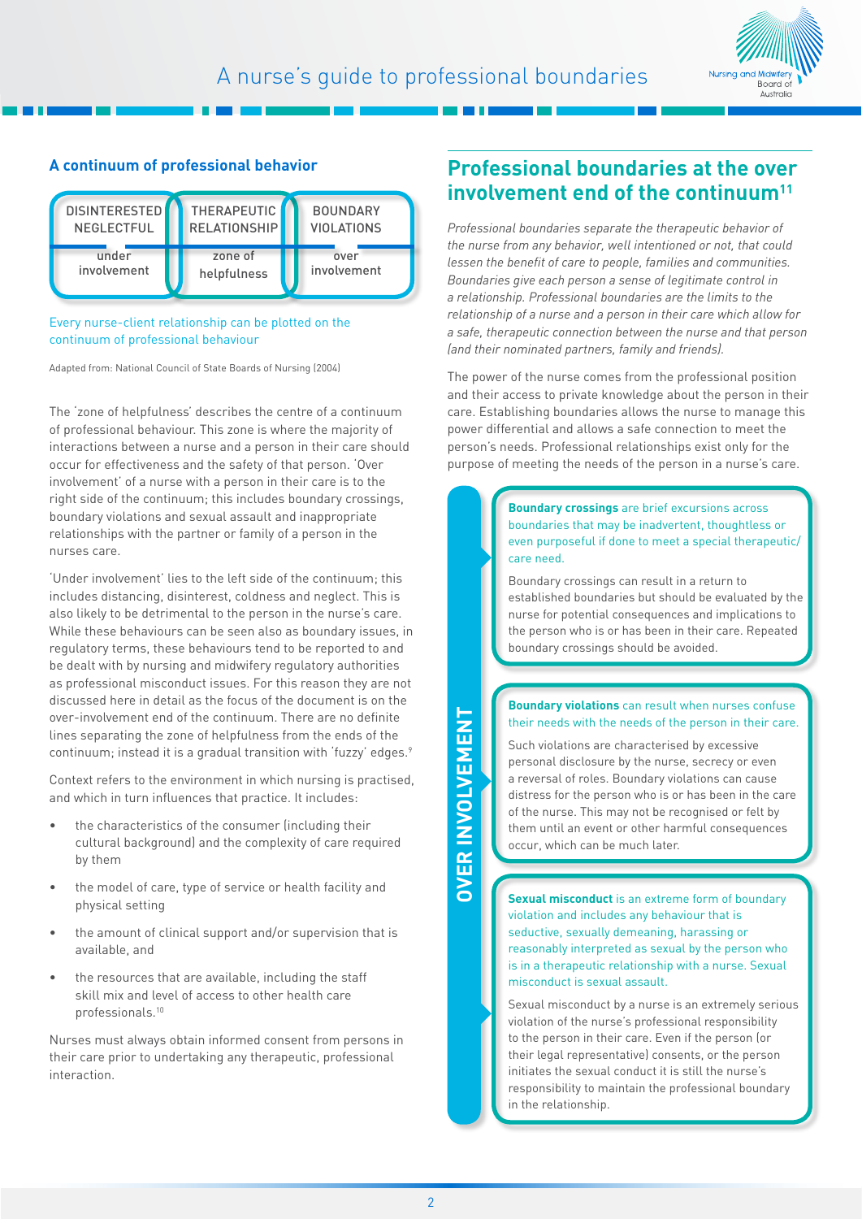### A continuum of professional behavior

| DISINTERESTED NEGLECTFUL | THERAPEUTIC RELATIONSHIP | BOUNDARY VIOLATIONS |
|---|---|---|
| under involvement | zone of helpfulness | over involvement |

Every nurse-client relationship can be plotted on the continuum of professional behaviour

Adapted from: National Council of State Boards of Nursing (2004)

The 'zone of helpfulness' describes the centre of a continuum of professional behaviour. This zone is where the majority of interactions between a nurse and a person in their care should occur for effectiveness and the safety of that person. 'Over involvement' of a nurse with a person in their care is to the right side of the continuum; this includes boundary crossings, boundary violations and sexual assault and inappropriate relationships with the partner or family of a person in the nurses care.

'Under involvement' lies to the left side of the continuum; this includes distancing, disinterest, coldness and neglect. This is also likely to be detrimental to the person in the nurse's care. While these behaviours can be seen also as boundary issues, in regulatory terms, these behaviours tend to be reported to and be dealt with by nursing and midwifery regulatory authorities as professional misconduct issues. For this reason they are not discussed here in detail as the focus of the document is on the over-involvement end of the continuum. There are no definite lines separating the zone of helpfulness from the ends of the continuum; instead it is a gradual transition with 'fuzzy' edges.[9]

Context refers to the environment in which nursing is practised, and which in turn influences that practice. It includes:

- the characteristics of the consumer (including their cultural background) and the complexity of care required by them
- the model of care, type of service or health facility and physical setting
- the amount of clinical support and/or supervision that is available, and
- the resources that are available, including the staff skill mix and level of access to other health care professionals.[10]

Nurses must always obtain informed consent from persons in their care prior to undertaking any therapeutic, professional interaction.

## Professional boundaries at the over involvement end of the continuum[11]

*Professional boundaries separate the therapeutic behavior of the nurse from any behavior, well intentioned or not, that could lessen the benefit of care to people, families and communities. Boundaries give each person a sense of legitimate control in a relationship. Professional boundaries are the limits to the relationship of a nurse and a person in their care which allow for a safe, therapeutic connection between the nurse and that person (and their nominated partners, family and friends).*

The power of the nurse comes from the professional position and their access to private knowledge about the person in their care. Establishing boundaries allows the nurse to manage this power differential and allows a safe connection to meet the person's needs. Professional relationships exist only for the purpose of meeting the needs of the person in a nurse's care.

**OVER INVOLVEMENT**

**Boundary crossings** are brief excursions across boundaries that may be inadvertent, thoughtless or even purposeful if done to meet a special therapeutic/ care need.

Boundary crossings can result in a return to established boundaries but should be evaluated by the nurse for potential consequences and implications to the person who is or has been in their care. Repeated boundary crossings should be avoided.

**Boundary violations** can result when nurses confuse their needs with the needs of the person in their care.

Such violations are characterised by excessive personal disclosure by the nurse, secrecy or even a reversal of roles. Boundary violations can cause distress for the person who is or has been in the care of the nurse. This may not be recognised or felt by them until an event or other harmful consequences occur, which can be much later.

**Sexual misconduct** is an extreme form of boundary violation and includes any behaviour that is seductive, sexually demeaning, harassing or reasonably interpreted as sexual by the person who is in a therapeutic relationship with a nurse. Sexual misconduct is sexual assault.

Sexual misconduct by a nurse is an extremely serious violation of the nurse's professional responsibility to the person in their care. Even if the person (or their legal representative) consents, or the person initiates the sexual conduct it is still the nurse's responsibility to maintain the professional boundary in the relationship.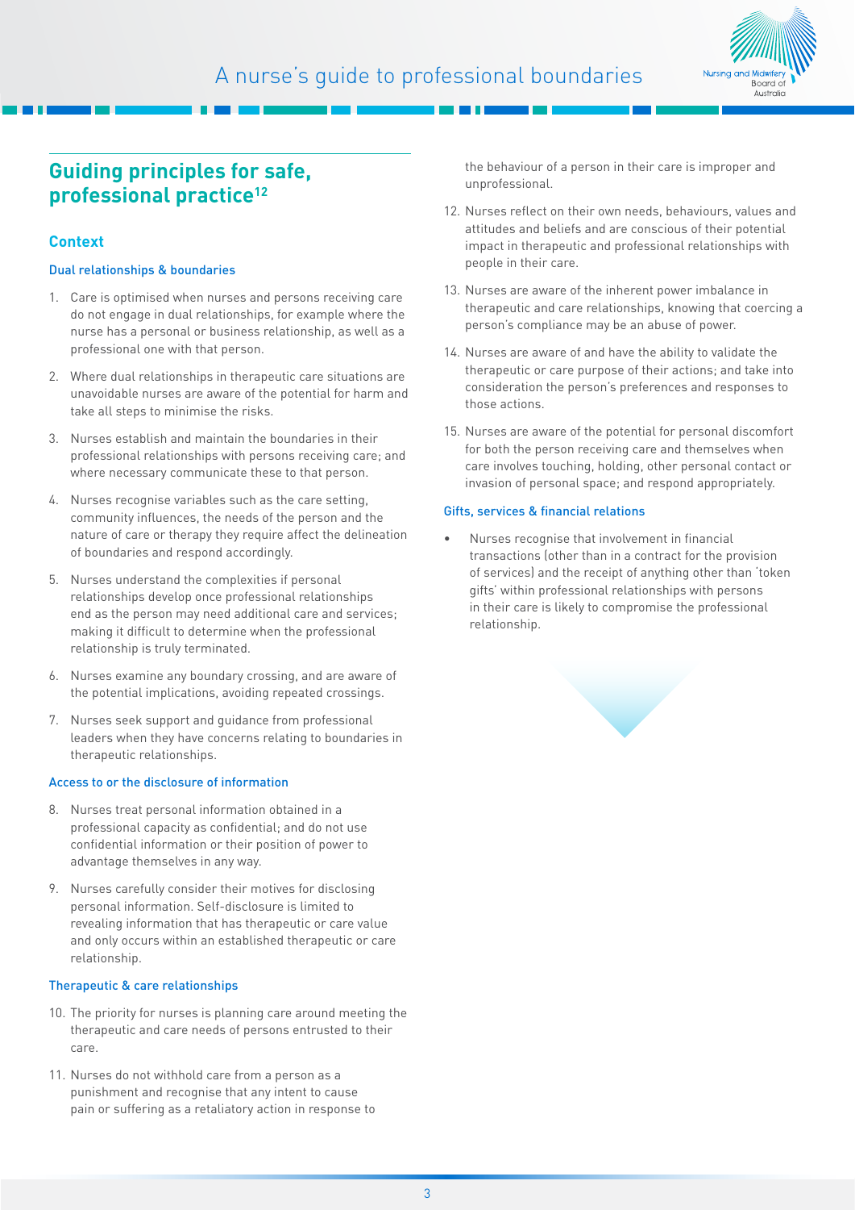## Guiding principles for safe, professional practice[12]

### Context

#### Dual relationships & boundaries

1. Care is optimised when nurses and persons receiving care do not engage in dual relationships, for example where the nurse has a personal or business relationship, as well as a professional one with that person.
2. Where dual relationships in therapeutic care situations are unavoidable nurses are aware of the potential for harm and take all steps to minimise the risks.
3. Nurses establish and maintain the boundaries in their professional relationships with persons receiving care; and where necessary communicate these to that person.
4. Nurses recognise variables such as the care setting, community influences, the needs of the person and the nature of care or therapy they require affect the delineation of boundaries and respond accordingly.
5. Nurses understand the complexities if personal relationships develop once professional relationships end as the person may need additional care and services; making it difficult to determine when the professional relationship is truly terminated.
6. Nurses examine any boundary crossing, and are aware of the potential implications, avoiding repeated crossings.
7. Nurses seek support and guidance from professional leaders when they have concerns relating to boundaries in therapeutic relationships.

#### Access to or the disclosure of information

8. Nurses treat personal information obtained in a professional capacity as confidential; and do not use confidential information or their position of power to advantage themselves in any way.
9. Nurses carefully consider their motives for disclosing personal information. Self-disclosure is limited to revealing information that has therapeutic or care value and only occurs within an established therapeutic or care relationship.

#### Therapeutic & care relationships

10. The priority for nurses is planning care around meeting the therapeutic and care needs of persons entrusted to their care.
11. Nurses do not withhold care from a person as a punishment and recognise that any intent to cause pain or suffering as a retaliatory action in response to the behaviour of a person in their care is improper and unprofessional.
12. Nurses reflect on their own needs, behaviours, values and attitudes and beliefs and are conscious of their potential impact in therapeutic and professional relationships with people in their care.
13. Nurses are aware of the inherent power imbalance in therapeutic and care relationships, knowing that coercing a person's compliance may be an abuse of power.
14. Nurses are aware of and have the ability to validate the therapeutic or care purpose of their actions; and take into consideration the person's preferences and responses to those actions.
15. Nurses are aware of the potential for personal discomfort for both the person receiving care and themselves when care involves touching, holding, other personal contact or invasion of personal space; and respond appropriately.

#### Gifts, services & financial relations

- Nurses recognise that involvement in financial transactions (other than in a contract for the provision of services) and the receipt of anything other than 'token gifts' within professional relationships with persons in their care is likely to compromise the professional relationship.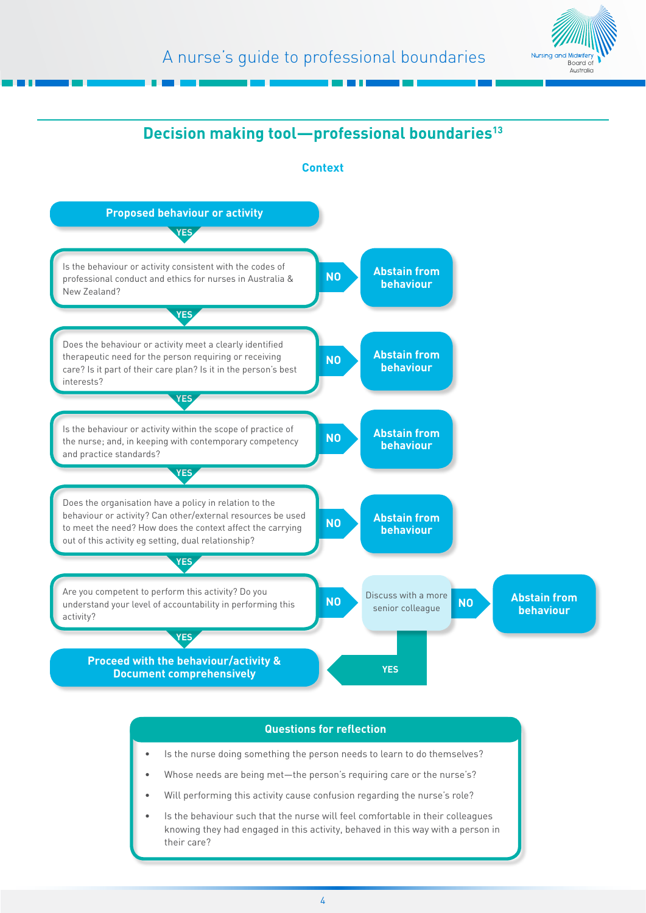## Decision making tool—professional boundaries[13]

**Context**

**Proposed behaviour or activity**

YES

Is the behaviour or activity consistent with the codes of professional conduct and ethics for nurses in Australia & New Zealand?

NO → **Abstain from behaviour**

YES

Does the behaviour or activity meet a clearly identified therapeutic need for the person requiring or receiving care? Is it part of their care plan? Is it in the person's best interests?

NO → **Abstain from behaviour**

YES

Is the behaviour or activity within the scope of practice of the nurse; and, in keeping with contemporary competency and practice standards?

NO → **Abstain from behaviour**

YES

Does the organisation have a policy in relation to the behaviour or activity? Can other/external resources be used to meet the need? How does the context affect the carrying out of this activity eg setting, dual relationship?

NO → **Abstain from behaviour**

YES

Are you competent to perform this activity? Do you understand your level of accountability in performing this activity?

NO → Discuss with a more senior colleague → NO → **Abstain from behaviour**

Discuss with a more senior colleague → YES → Proceed with the behaviour/activity & Document comprehensively

YES

**Proceed with the behaviour/activity & Document comprehensively**

### Questions for reflection

- Is the nurse doing something the person needs to learn to do themselves?
- Whose needs are being met—the person's requiring care or the nurse's?
- Will performing this activity cause confusion regarding the nurse's role?
- Is the behaviour such that the nurse will feel comfortable in their colleagues knowing they had engaged in this activity, behaved in this way with a person in their care?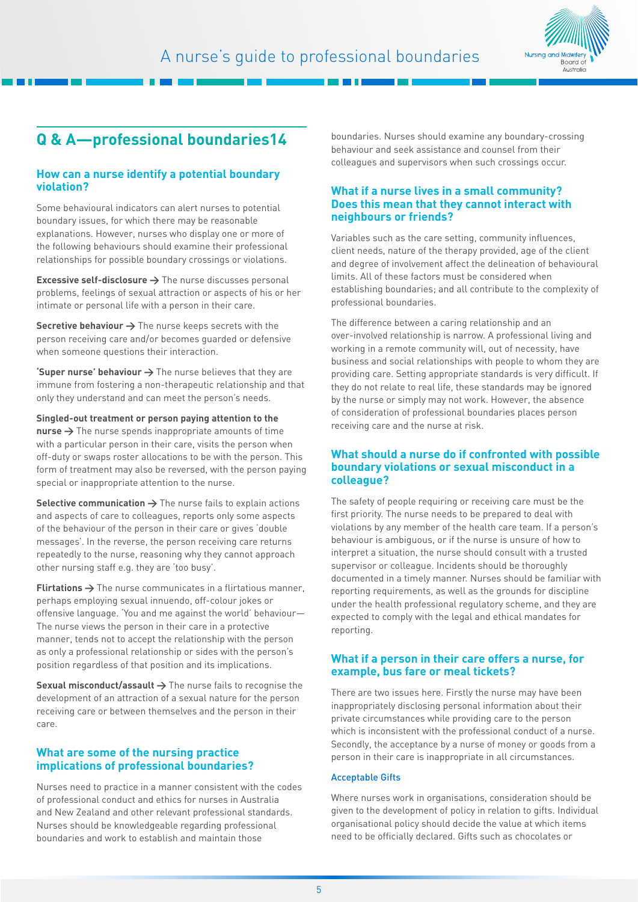## Q & A—professional boundaries14

### How can a nurse identify a potential boundary violation?

Some behavioural indicators can alert nurses to potential boundary issues, for which there may be reasonable explanations. However, nurses who display one or more of the following behaviours should examine their professional relationships for possible boundary crossings or violations.

**Excessive self-disclosure** → The nurse discusses personal problems, feelings of sexual attraction or aspects of his or her intimate or personal life with a person in their care.

**Secretive behaviour** → The nurse keeps secrets with the person receiving care and/or becomes guarded or defensive when someone questions their interaction.

**'Super nurse' behaviour** → The nurse believes that they are immune from fostering a non-therapeutic relationship and that only they understand and can meet the person's needs.

**Singled-out treatment or person paying attention to the nurse** → The nurse spends inappropriate amounts of time with a particular person in their care, visits the person when off-duty or swaps roster allocations to be with the person. This form of treatment may also be reversed, with the person paying special or inappropriate attention to the nurse.

**Selective communication** → The nurse fails to explain actions and aspects of care to colleagues, reports only some aspects of the behaviour of the person in their care or gives 'double messages'. In the reverse, the person receiving care returns repeatedly to the nurse, reasoning why they cannot approach other nursing staff e.g. they are 'too busy'.

**Flirtations** → The nurse communicates in a flirtatious manner, perhaps employing sexual innuendo, off-colour jokes or offensive language. 'You and me against the world' behaviour—The nurse views the person in their care in a protective manner, tends not to accept the relationship with the person as only a professional relationship or sides with the person's position regardless of that position and its implications.

**Sexual misconduct/assault** → The nurse fails to recognise the development of an attraction of a sexual nature for the person receiving care or between themselves and the person in their care.

### What are some of the nursing practice implications of professional boundaries?

Nurses need to practice in a manner consistent with the codes of professional conduct and ethics for nurses in Australia and New Zealand and other relevant professional standards. Nurses should be knowledgeable regarding professional boundaries and work to establish and maintain those boundaries. Nurses should examine any boundary-crossing behaviour and seek assistance and counsel from their colleagues and supervisors when such crossings occur.

### What if a nurse lives in a small community? Does this mean that they cannot interact with neighbours or friends?

Variables such as the care setting, community influences, client needs, nature of the therapy provided, age of the client and degree of involvement affect the delineation of behavioural limits. All of these factors must be considered when establishing boundaries; and all contribute to the complexity of professional boundaries.

The difference between a caring relationship and an over-involved relationship is narrow. A professional living and working in a remote community will, out of necessity, have business and social relationships with people to whom they are providing care. Setting appropriate standards is very difficult. If they do not relate to real life, these standards may be ignored by the nurse or simply may not work. However, the absence of consideration of professional boundaries places person receiving care and the nurse at risk.

### What should a nurse do if confronted with possible boundary violations or sexual misconduct in a colleague?

The safety of people requiring or receiving care must be the first priority. The nurse needs to be prepared to deal with violations by any member of the health care team. If a person's behaviour is ambiguous, or if the nurse is unsure of how to interpret a situation, the nurse should consult with a trusted supervisor or colleague. Incidents should be thoroughly documented in a timely manner. Nurses should be familiar with reporting requirements, as well as the grounds for discipline under the health professional regulatory scheme, and they are expected to comply with the legal and ethical mandates for reporting.

### What if a person in their care offers a nurse, for example, bus fare or meal tickets?

There are two issues here. Firstly the nurse may have been inappropriately disclosing personal information about their private circumstances while providing care to the person which is inconsistent with the professional conduct of a nurse. Secondly, the acceptance by a nurse of money or goods from a person in their care is inappropriate in all circumstances.

#### Acceptable Gifts

Where nurses work in organisations, consideration should be given to the development of policy in relation to gifts. Individual organisational policy should decide the value at which items need to be officially declared. Gifts such as chocolates or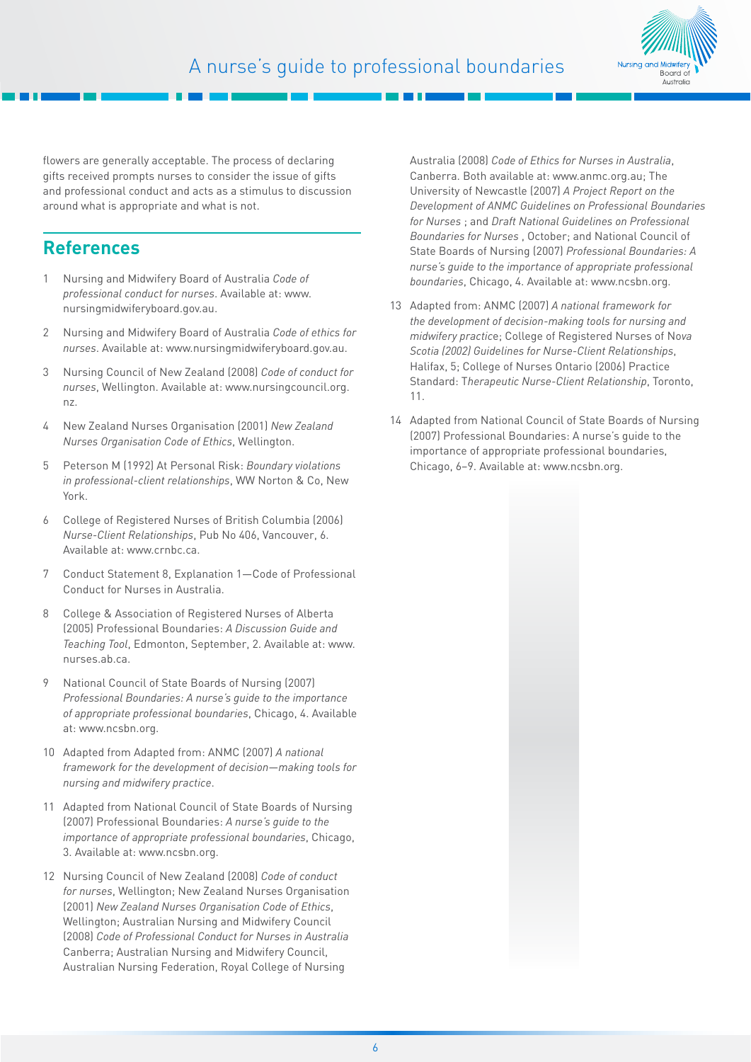flowers are generally acceptable. The process of declaring gifts received prompts nurses to consider the issue of gifts and professional conduct and acts as a stimulus to discussion around what is appropriate and what is not.

## References

1. Nursing and Midwifery Board of Australia *Code of professional conduct for nurses*. Available at: www.nursingmidwiferyboard.gov.au.
2. Nursing and Midwifery Board of Australia *Code of ethics for nurses*. Available at: www.nursingmidwiferyboard.gov.au.
3. Nursing Council of New Zealand (2008) *Code of conduct for nurses*, Wellington. Available at: www.nursingcouncil.org.nz.
4. New Zealand Nurses Organisation (2001) *New Zealand Nurses Organisation Code of Ethics*, Wellington.
5. Peterson M (1992) At Personal Risk: *Boundary violations in professional-client relationships*, WW Norton & Co, New York.
6. College of Registered Nurses of British Columbia (2006) *Nurse-Client Relationships*, Pub No 406, Vancouver, 6. Available at: www.crnbc.ca.
7. Conduct Statement 8, Explanation 1—Code of Professional Conduct for Nurses in Australia.
8. College & Association of Registered Nurses of Alberta (2005) Professional Boundaries: *A Discussion Guide and Teaching Tool*, Edmonton, September, 2. Available at: www.nurses.ab.ca.
9. National Council of State Boards of Nursing (2007) *Professional Boundaries: A nurse's guide to the importance of appropriate professional boundaries*, Chicago, 4. Available at: www.ncsbn.org.
10. Adapted from Adapted from: ANMC (2007) *A national framework for the development of decision—making tools for nursing and midwifery practice*.
11. Adapted from National Council of State Boards of Nursing (2007) Professional Boundaries: *A nurse's guide to the importance of appropriate professional boundaries*, Chicago, 3. Available at: www.ncsbn.org.
12. Nursing Council of New Zealand (2008) *Code of conduct for nurses*, Wellington; New Zealand Nurses Organisation (2001) *New Zealand Nurses Organisation Code of Ethics*, Wellington; Australian Nursing and Midwifery Council (2008) *Code of Professional Conduct for Nurses in Australia* Canberra; Australian Nursing and Midwifery Council, Australian Nursing Federation, Royal College of Nursing Australia (2008) *Code of Ethics for Nurses in Australia*, Canberra. Both available at: www.anmc.org.au; The University of Newcastle (2007) *A Project Report on the Development of ANMC Guidelines on Professional Boundaries for Nurses* ; and *Draft National Guidelines on Professional Boundaries for Nurses* , October; and National Council of State Boards of Nursing (2007) *Professional Boundaries: A nurse's guide to the importance of appropriate professional boundaries*, Chicago, 4. Available at: www.ncsbn.org.
13. Adapted from: ANMC (2007) *A national framework for the development of decision-making tools for nursing and midwifery practice*; College of Registered Nurses of Nova *Scotia (2002) Guidelines for Nurse-Client Relationships*, Halifax, 5; College of Nurses Ontario (2006) Practice Standard: T*herapeutic Nurse-Client Relationship*, Toronto, 11.
14. Adapted from National Council of State Boards of Nursing (2007) Professional Boundaries: A nurse's guide to the importance of appropriate professional boundaries, Chicago, 6–9. Available at: www.ncsbn.org.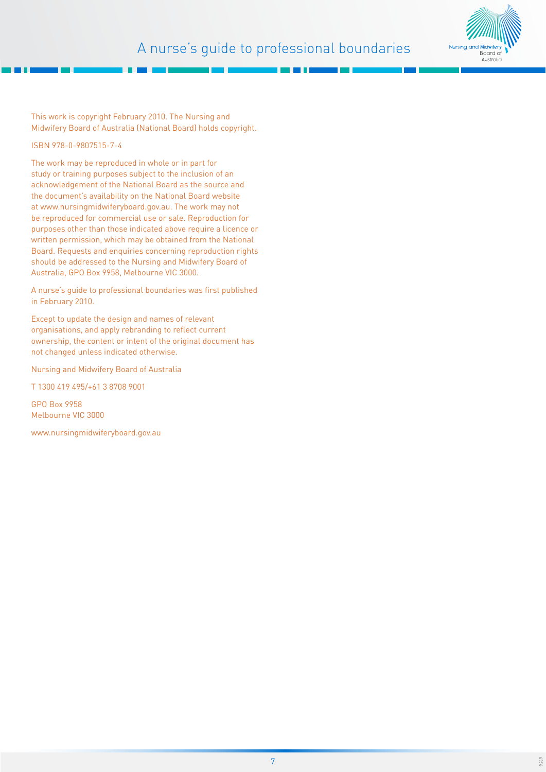This work is copyright February 2010. The Nursing and Midwifery Board of Australia (National Board) holds copyright.

ISBN 978-0-9807515-7-4

The work may be reproduced in whole or in part for study or training purposes subject to the inclusion of an acknowledgement of the National Board as the source and the document's availability on the National Board website at www.nursingmidwiferyboard.gov.au. The work may not be reproduced for commercial use or sale. Reproduction for purposes other than those indicated above require a licence or written permission, which may be obtained from the National Board. Requests and enquiries concerning reproduction rights should be addressed to the Nursing and Midwifery Board of Australia, GPO Box 9958, Melbourne VIC 3000.

A nurse's guide to professional boundaries was first published in February 2010.

Except to update the design and names of relevant organisations, and apply rebranding to reflect current ownership, the content or intent of the original document has not changed unless indicated otherwise.

Nursing and Midwifery Board of Australia

T 1300 419 495/+61 3 8708 9001

GPO Box 9958
Melbourne VIC 3000

www.nursingmidwiferyboard.gov.au